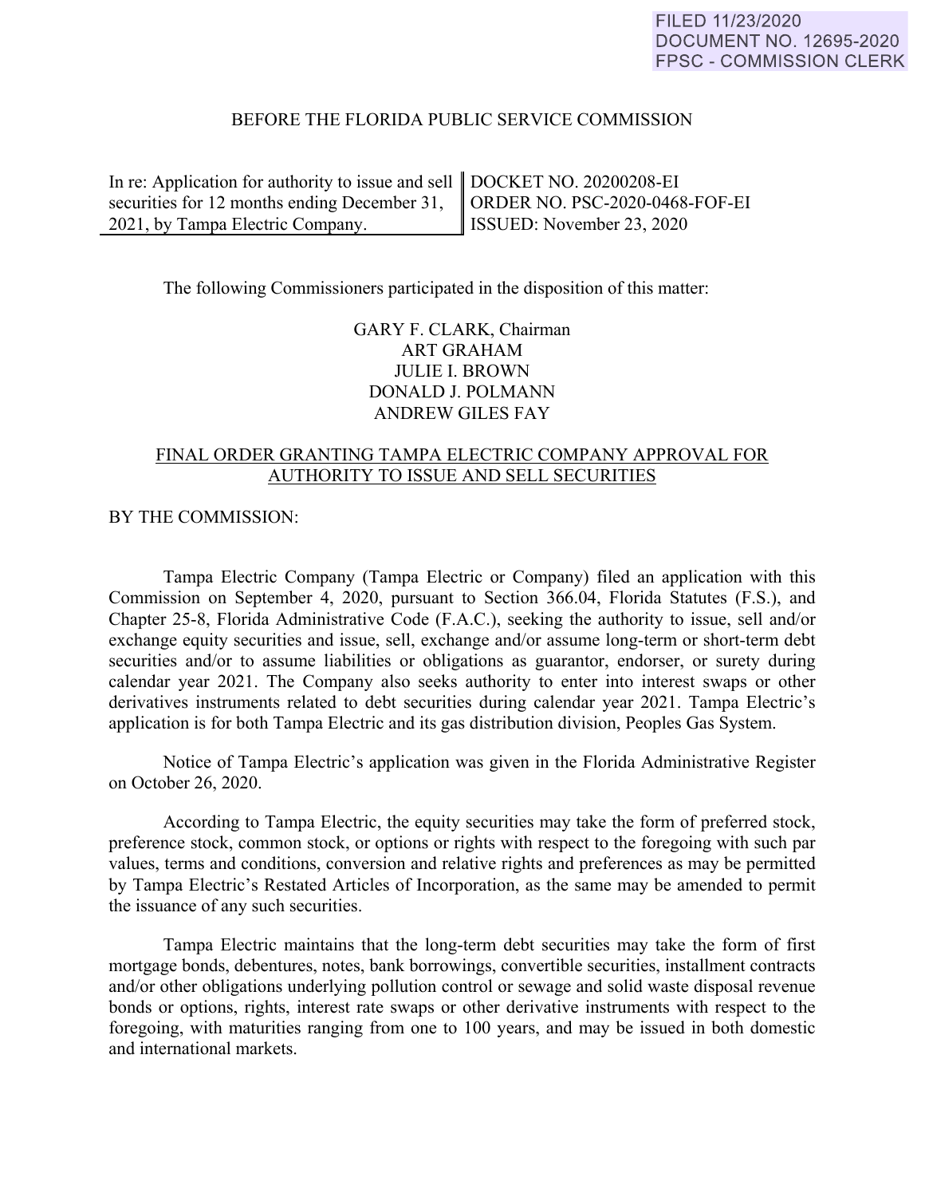FILED 11/23/2020
DOCUMENT NO. 12695-2020
FPSC - COMMISSION CLERK

BEFORE THE FLORIDA PUBLIC SERVICE COMMISSION

| In re: Application for authority to issue and sell securities for 12 months ending December 31, 2021, by Tampa Electric Company. | DOCKET NO. 20200208-EI<br>ORDER NO. PSC-2020-0468-FOF-EI<br>ISSUED: November 23, 2020 |
|---|---|

The following Commissioners participated in the disposition of this matter:

GARY F. CLARK, Chairman
ART GRAHAM
JULIE I. BROWN
DONALD J. POLMANN
ANDREW GILES FAY

FINAL ORDER GRANTING TAMPA ELECTRIC COMPANY APPROVAL FOR AUTHORITY TO ISSUE AND SELL SECURITIES

BY THE COMMISSION:

Tampa Electric Company (Tampa Electric or Company) filed an application with this Commission on September 4, 2020, pursuant to Section 366.04, Florida Statutes (F.S.), and Chapter 25-8, Florida Administrative Code (F.A.C.), seeking the authority to issue, sell and/or exchange equity securities and issue, sell, exchange and/or assume long-term or short-term debt securities and/or to assume liabilities or obligations as guarantor, endorser, or surety during calendar year 2021. The Company also seeks authority to enter into interest swaps or other derivatives instruments related to debt securities during calendar year 2021. Tampa Electric's application is for both Tampa Electric and its gas distribution division, Peoples Gas System.

Notice of Tampa Electric's application was given in the Florida Administrative Register on October 26, 2020.

According to Tampa Electric, the equity securities may take the form of preferred stock, preference stock, common stock, or options or rights with respect to the foregoing with such par values, terms and conditions, conversion and relative rights and preferences as may be permitted by Tampa Electric's Restated Articles of Incorporation, as the same may be amended to permit the issuance of any such securities.

Tampa Electric maintains that the long-term debt securities may take the form of first mortgage bonds, debentures, notes, bank borrowings, convertible securities, installment contracts and/or other obligations underlying pollution control or sewage and solid waste disposal revenue bonds or options, rights, interest rate swaps or other derivative instruments with respect to the foregoing, with maturities ranging from one to 100 years, and may be issued in both domestic and international markets.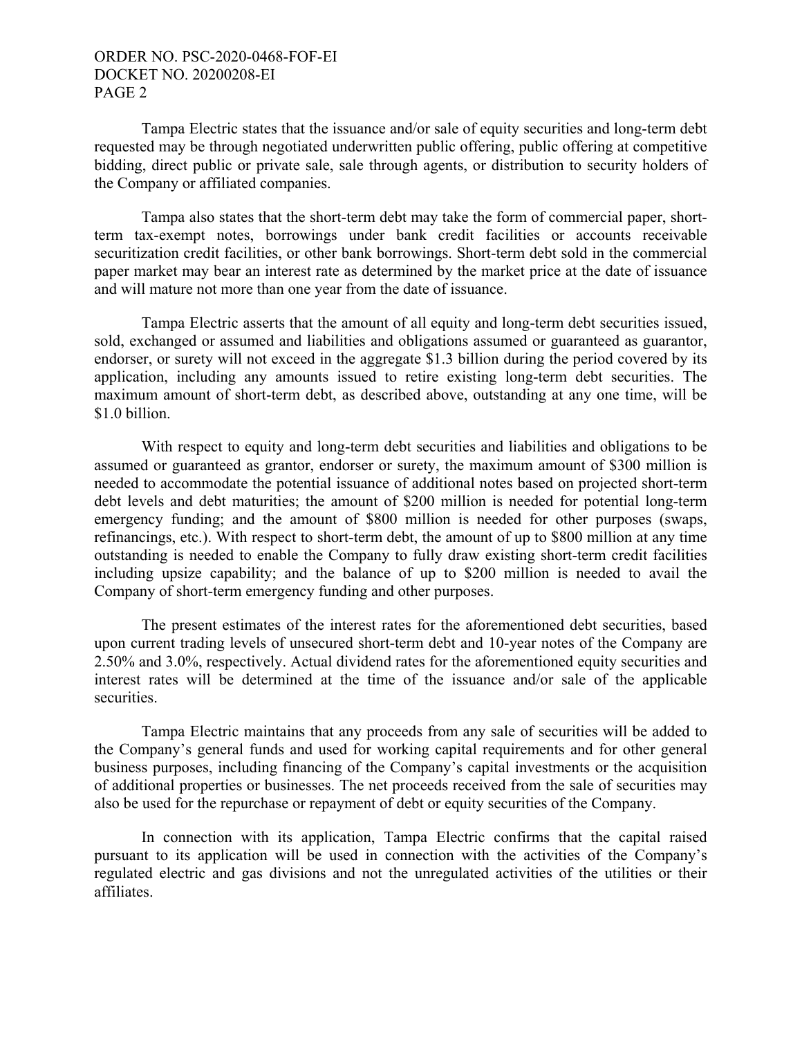Tampa Electric states that the issuance and/or sale of equity securities and long-term debt requested may be through negotiated underwritten public offering, public offering at competitive bidding, direct public or private sale, sale through agents, or distribution to security holders of the Company or affiliated companies.

Tampa also states that the short-term debt may take the form of commercial paper, short-term tax-exempt notes, borrowings under bank credit facilities or accounts receivable securitization credit facilities, or other bank borrowings. Short-term debt sold in the commercial paper market may bear an interest rate as determined by the market price at the date of issuance and will mature not more than one year from the date of issuance.

Tampa Electric asserts that the amount of all equity and long-term debt securities issued, sold, exchanged or assumed and liabilities and obligations assumed or guaranteed as guarantor, endorser, or surety will not exceed in the aggregate $1.3 billion during the period covered by its application, including any amounts issued to retire existing long-term debt securities. The maximum amount of short-term debt, as described above, outstanding at any one time, will be $1.0 billion.

With respect to equity and long-term debt securities and liabilities and obligations to be assumed or guaranteed as grantor, endorser or surety, the maximum amount of $300 million is needed to accommodate the potential issuance of additional notes based on projected short-term debt levels and debt maturities; the amount of $200 million is needed for potential long-term emergency funding; and the amount of $800 million is needed for other purposes (swaps, refinancings, etc.). With respect to short-term debt, the amount of up to $800 million at any time outstanding is needed to enable the Company to fully draw existing short-term credit facilities including upsize capability; and the balance of up to $200 million is needed to avail the Company of short-term emergency funding and other purposes.

The present estimates of the interest rates for the aforementioned debt securities, based upon current trading levels of unsecured short-term debt and 10-year notes of the Company are 2.50% and 3.0%, respectively. Actual dividend rates for the aforementioned equity securities and interest rates will be determined at the time of the issuance and/or sale of the applicable securities.

Tampa Electric maintains that any proceeds from any sale of securities will be added to the Company's general funds and used for working capital requirements and for other general business purposes, including financing of the Company's capital investments or the acquisition of additional properties or businesses. The net proceeds received from the sale of securities may also be used for the repurchase or repayment of debt or equity securities of the Company.

In connection with its application, Tampa Electric confirms that the capital raised pursuant to its application will be used in connection with the activities of the Company's regulated electric and gas divisions and not the unregulated activities of the utilities or their affiliates.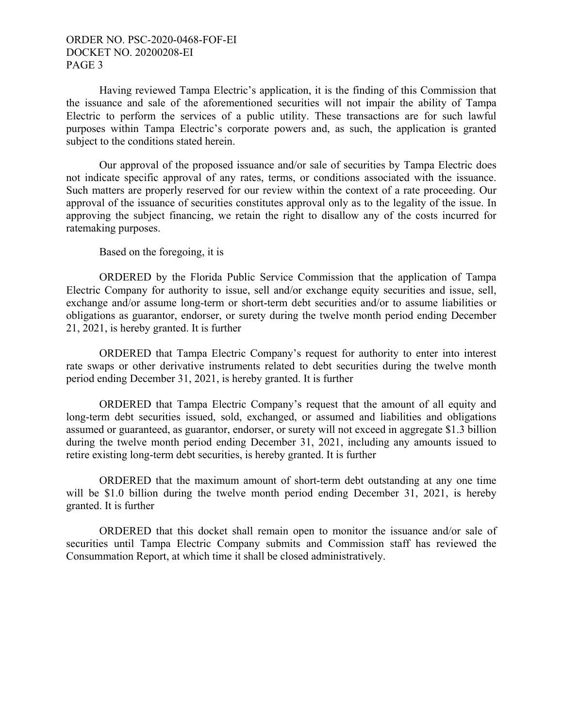Having reviewed Tampa Electric's application, it is the finding of this Commission that the issuance and sale of the aforementioned securities will not impair the ability of Tampa Electric to perform the services of a public utility. These transactions are for such lawful purposes within Tampa Electric's corporate powers and, as such, the application is granted subject to the conditions stated herein.

Our approval of the proposed issuance and/or sale of securities by Tampa Electric does not indicate specific approval of any rates, terms, or conditions associated with the issuance. Such matters are properly reserved for our review within the context of a rate proceeding. Our approval of the issuance of securities constitutes approval only as to the legality of the issue. In approving the subject financing, we retain the right to disallow any of the costs incurred for ratemaking purposes.

Based on the foregoing, it is

ORDERED by the Florida Public Service Commission that the application of Tampa Electric Company for authority to issue, sell and/or exchange equity securities and issue, sell, exchange and/or assume long-term or short-term debt securities and/or to assume liabilities or obligations as guarantor, endorser, or surety during the twelve month period ending December 21, 2021, is hereby granted. It is further

ORDERED that Tampa Electric Company's request for authority to enter into interest rate swaps or other derivative instruments related to debt securities during the twelve month period ending December 31, 2021, is hereby granted. It is further

ORDERED that Tampa Electric Company's request that the amount of all equity and long-term debt securities issued, sold, exchanged, or assumed and liabilities and obligations assumed or guaranteed, as guarantor, endorser, or surety will not exceed in aggregate $1.3 billion during the twelve month period ending December 31, 2021, including any amounts issued to retire existing long-term debt securities, is hereby granted. It is further

ORDERED that the maximum amount of short-term debt outstanding at any one time will be $1.0 billion during the twelve month period ending December 31, 2021, is hereby granted. It is further

ORDERED that this docket shall remain open to monitor the issuance and/or sale of securities until Tampa Electric Company submits and Commission staff has reviewed the Consummation Report, at which time it shall be closed administratively.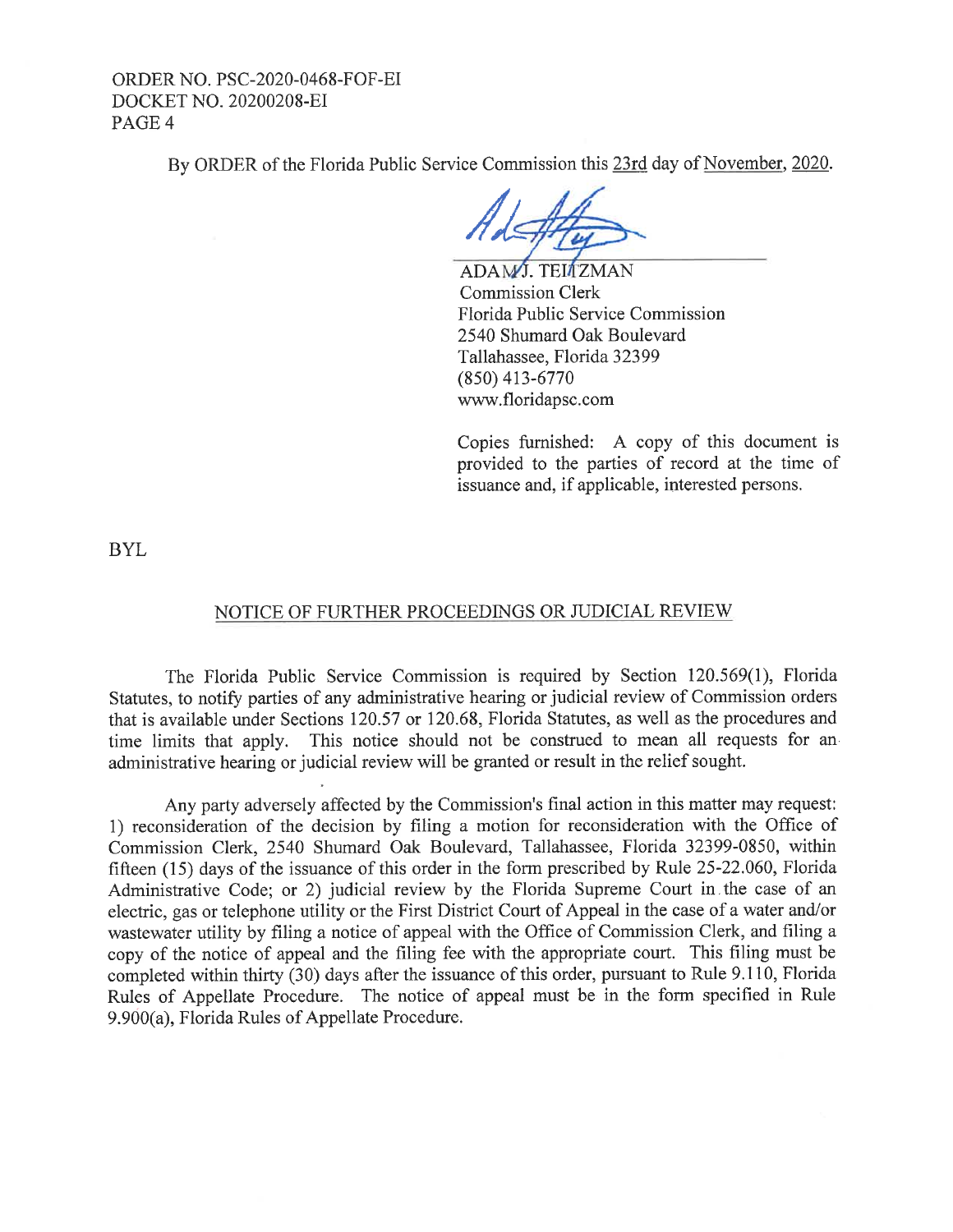By ORDER of the Florida Public Service Commission this 23rd day of November, 2020.

ADAM J. TEITZMAN
Commission Clerk
Florida Public Service Commission
2540 Shumard Oak Boulevard
Tallahassee, Florida 32399
(850) 413-6770
www.floridapsc.com

Copies furnished: A copy of this document is provided to the parties of record at the time of issuance and, if applicable, interested persons.

BYL

## NOTICE OF FURTHER PROCEEDINGS OR JUDICIAL REVIEW

The Florida Public Service Commission is required by Section 120.569(1), Florida Statutes, to notify parties of any administrative hearing or judicial review of Commission orders that is available under Sections 120.57 or 120.68, Florida Statutes, as well as the procedures and time limits that apply. This notice should not be construed to mean all requests for an administrative hearing or judicial review will be granted or result in the relief sought.

Any party adversely affected by the Commission's final action in this matter may request: 1) reconsideration of the decision by filing a motion for reconsideration with the Office of Commission Clerk, 2540 Shumard Oak Boulevard, Tallahassee, Florida 32399-0850, within fifteen (15) days of the issuance of this order in the form prescribed by Rule 25-22.060, Florida Administrative Code; or 2) judicial review by the Florida Supreme Court in the case of an electric, gas or telephone utility or the First District Court of Appeal in the case of a water and/or wastewater utility by filing a notice of appeal with the Office of Commission Clerk, and filing a copy of the notice of appeal and the filing fee with the appropriate court. This filing must be completed within thirty (30) days after the issuance of this order, pursuant to Rule 9.110, Florida Rules of Appellate Procedure. The notice of appeal must be in the form specified in Rule 9.900(a), Florida Rules of Appellate Procedure.